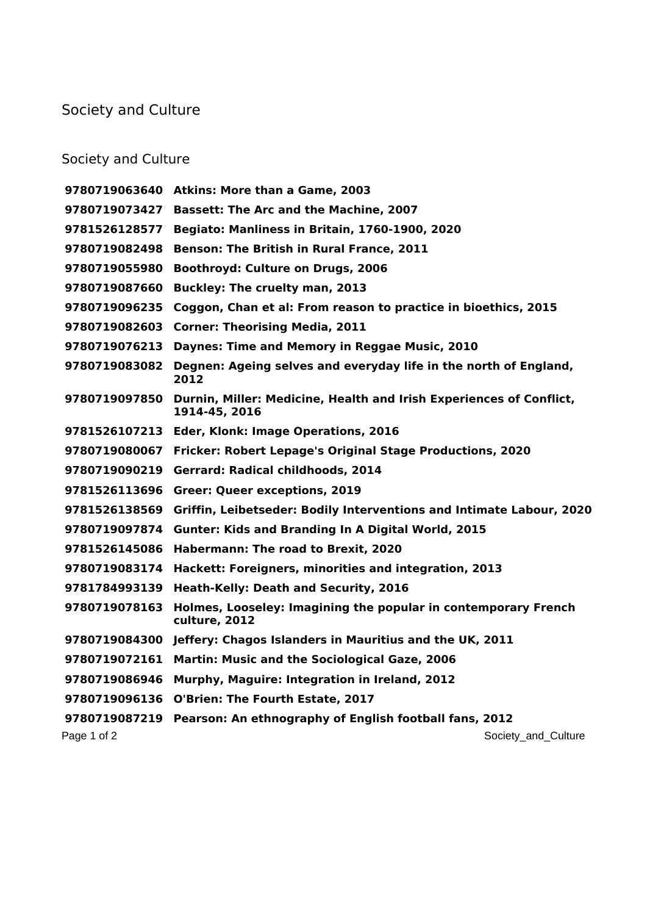# Society and Culture

## Society and Culture

| | |
|---|---|
| **9780719063640** | **Atkins: More than a Game, 2003** |
| **9780719073427** | **Bassett: The Arc and the Machine, 2007** |
| **9781526128577** | **Begiato: Manliness in Britain, 1760-1900, 2020** |
| **9780719082498** | **Benson: The British in Rural France, 2011** |
| **9780719055980** | **Boothroyd: Culture on Drugs, 2006** |
| **9780719087660** | **Buckley: The cruelty man, 2013** |
| **9780719096235** | **Coggon, Chan et al: From reason to practice in bioethics, 2015** |
| **9780719082603** | **Corner: Theorising Media, 2011** |
| **9780719076213** | **Daynes: Time and Memory in Reggae Music, 2010** |
| **9780719083082** | **Degnen: Ageing selves and everyday life in the north of England, 2012** |
| **9780719097850** | **Durnin, Miller: Medicine, Health and Irish Experiences of Conflict, 1914-45, 2016** |
| **9781526107213** | **Eder, Klonk: Image Operations, 2016** |
| **9780719080067** | **Fricker: Robert Lepage's Original Stage Productions, 2020** |
| **9780719090219** | **Gerrard: Radical childhoods, 2014** |
| **9781526113696** | **Greer: Queer exceptions, 2019** |
| **9781526138569** | **Griffin, Leibetseder: Bodily Interventions and Intimate Labour, 2020** |
| **9780719097874** | **Gunter: Kids and Branding In A Digital World, 2015** |
| **9781526145086** | **Habermann: The road to Brexit, 2020** |
| **9780719083174** | **Hackett: Foreigners, minorities and integration, 2013** |
| **9781784993139** | **Heath-Kelly: Death and Security, 2016** |
| **9780719078163** | **Holmes, Looseley: Imagining the popular in contemporary French culture, 2012** |
| **9780719084300** | **Jeffery: Chagos Islanders in Mauritius and the UK, 2011** |
| **9780719072161** | **Martin: Music and the Sociological Gaze, 2006** |
| **9780719086946** | **Murphy, Maguire: Integration in Ireland, 2012** |
| **9780719096136** | **O'Brien: The Fourth Estate, 2017** |
| **9780719087219** | **Pearson: An ethnography of English football fans, 2012** |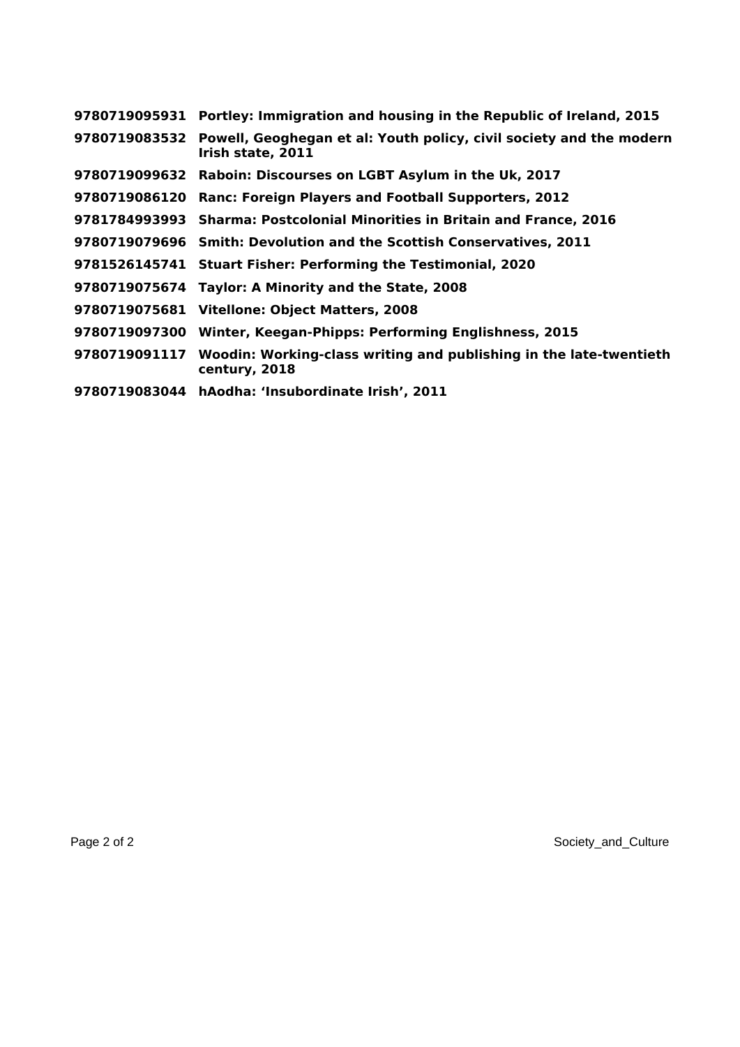| | |
|---|---|
| **9780719095931** | **Portley: Immigration and housing in the Republic of Ireland, 2015** |
| **9780719083532** | **Powell, Geoghegan et al: Youth policy, civil society and the modern Irish state, 2011** |
| **9780719099632** | **Raboin: Discourses on LGBT Asylum in the Uk, 2017** |
| **9780719086120** | **Ranc: Foreign Players and Football Supporters, 2012** |
| **9781784993993** | **Sharma: Postcolonial Minorities in Britain and France, 2016** |
| **9780719079696** | **Smith: Devolution and the Scottish Conservatives, 2011** |
| **9781526145741** | **Stuart Fisher: Performing the Testimonial, 2020** |
| **9780719075674** | **Taylor: A Minority and the State, 2008** |
| **9780719075681** | **Vitellone: Object Matters, 2008** |
| **9780719097300** | **Winter, Keegan-Phipps: Performing Englishness, 2015** |
| **9780719091117** | **Woodin: Working-class writing and publishing in the late-twentieth century, 2018** |
| **9780719083044** | **hAodha: 'Insubordinate Irish', 2011** |